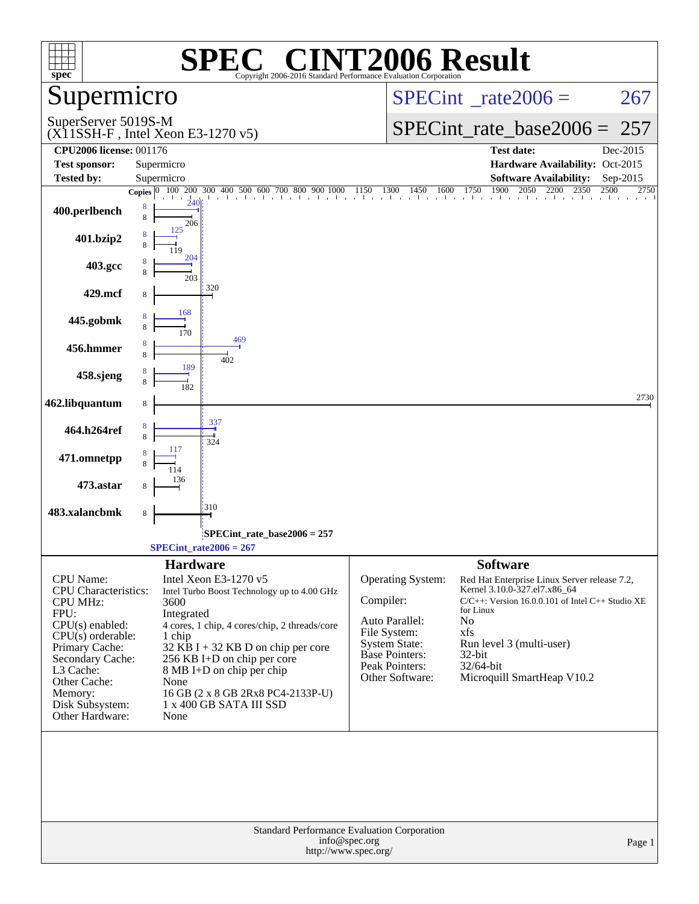# SPEC® CINT2006 Result

Copyright 2006-2016 Standard Performance Evaluation Corporation

## Supermicro

SuperServer 5019S-M
(X11SSH-F , Intel Xeon E3-1270 v5)

SPECint_rate2006 = 267

SPECint_rate_base2006 = 257

| | | | |
|---|---|---|---|
| **CPU2006 license:** 001176 | | **Test date:** | Dec-2015 |
| **Test sponsor:** | Supermicro | **Hardware Availability:** | Oct-2015 |
| **Tested by:** | Supermicro | **Software Availability:** | Sep-2015 |

| Benchmark | Copies (peak) | Peak | Copies (base) | Base |
|---|---|---|---|---|
| 400.perlbench | 8 | 240 | 8 | 206 |
| 401.bzip2 | 8 | 125 | 8 | 119 |
| 403.gcc | 8 | 204 | 8 | 203 |
| 429.mcf | | | 8 | 320 |
| 445.gobmk | 8 | 168 | 8 | 170 |
| 456.hmmer | 8 | 469 | 8 | 402 |
| 458.sjeng | 8 | 189 | 8 | 182 |
| 462.libquantum | | | 8 | 2730 |
| 464.h264ref | 8 | 337 | 8 | 324 |
| 471.omnetpp | 8 | 117 | 8 | 114 |
| 473.astar | | | 8 | 136 |
| 483.xalancbmk | | | 8 | 310 |

SPECint_rate_base2006 = 257

SPECint_rate2006 = 267

## Hardware

| | |
|---|---|
| CPU Name: | Intel Xeon E3-1270 v5 |
| CPU Characteristics: | Intel Turbo Boost Technology up to 4.00 GHz |
| CPU MHz: | 3600 |
| FPU: | Integrated |
| CPU(s) enabled: | 4 cores, 1 chip, 4 cores/chip, 2 threads/core |
| CPU(s) orderable: | 1 chip |
| Primary Cache: | 32 KB I + 32 KB D on chip per core |
| Secondary Cache: | 256 KB I+D on chip per core |
| L3 Cache: | 8 MB I+D on chip per chip |
| Other Cache: | None |
| Memory: | 16 GB (2 x 8 GB 2Rx8 PC4-2133P-U) |
| Disk Subsystem: | 1 x 400 GB SATA III SSD |
| Other Hardware: | None |

## Software

| | |
|---|---|
| Operating System: | Red Hat Enterprise Linux Server release 7.2, Kernel 3.10.0-327.el7.x86_64 |
| Compiler: | C/C++: Version 16.0.0.101 of Intel C++ Studio XE for Linux |
| Auto Parallel: | No |
| File System: | xfs |
| System State: | Run level 3 (multi-user) |
| Base Pointers: | 32-bit |
| Peak Pointers: | 32/64-bit |
| Other Software: | Microquill SmartHeap V10.2 |

Standard Performance Evaluation Corporation
info@spec.org
http://www.spec.org/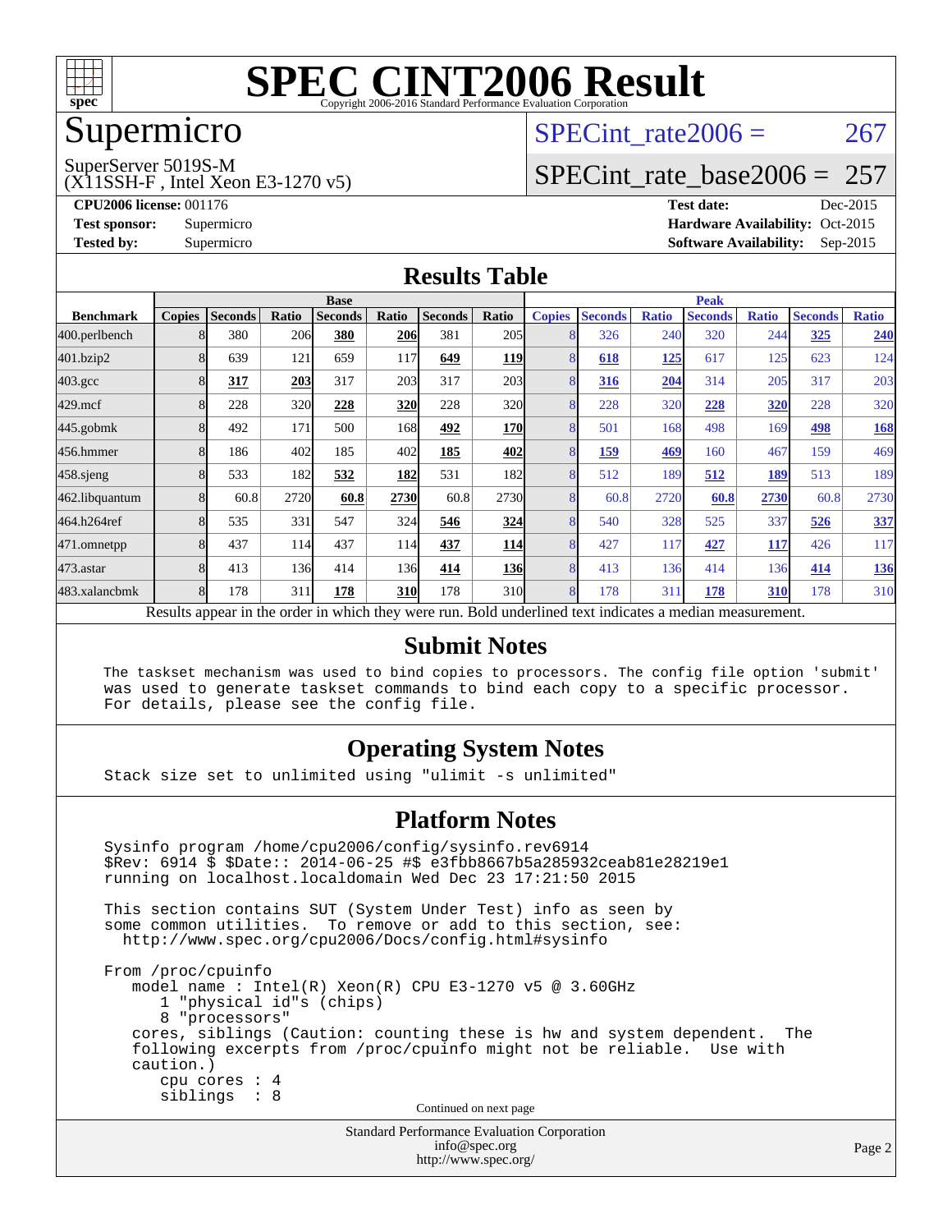# SPEC CINT2006 Result

Copyright 2006-2016 Standard Performance Evaluation Corporation

## Supermicro

SuperServer 5019S-M
(X11SSH-F , Intel Xeon E3-1270 v5)

SPECint_rate2006 = 267

SPECint_rate_base2006 = 257

**CPU2006 license:** 001176
**Test sponsor:** Supermicro
**Tested by:** Supermicro

**Test date:** Dec-2015
**Hardware Availability:** Oct-2015
**Software Availability:** Sep-2015

### Results Table

| Benchmark | Base | | | | | | | Peak | | | | | | |
|---|---|---|---|---|---|---|---|---|---|---|---|---|---|---|
| | Copies | Seconds | Ratio | Seconds | Ratio | Seconds | Ratio | Copies | Seconds | Ratio | Seconds | Ratio | Seconds | Ratio |
| 400.perlbench | 8 | 380 | 206 | **380** | **206** | 381 | 205 | 8 | 326 | 240 | 320 | 244 | **325** | **240** |
| 401.bzip2 | 8 | 639 | 121 | 659 | 117 | **649** | **119** | 8 | **618** | **125** | 617 | 125 | 623 | 124 |
| 403.gcc | 8 | **317** | **203** | 317 | 203 | 317 | 203 | 8 | **316** | **204** | 314 | 205 | 317 | 203 |
| 429.mcf | 8 | 228 | 320 | **228** | **320** | 228 | 320 | 8 | 228 | 320 | **228** | **320** | 228 | 320 |
| 445.gobmk | 8 | 492 | 171 | 500 | 168 | **492** | **170** | 8 | 501 | 168 | 498 | 169 | **498** | **168** |
| 456.hmmer | 8 | 186 | 402 | 185 | 402 | **185** | **402** | 8 | **159** | **469** | 160 | 467 | 159 | 469 |
| 458.sjeng | 8 | 533 | 182 | **532** | **182** | 531 | 182 | 8 | 512 | 189 | **512** | **189** | 513 | 189 |
| 462.libquantum | 8 | 60.8 | 2720 | **60.8** | **2730** | 60.8 | 2730 | 8 | 60.8 | 2720 | **60.8** | **2730** | 60.8 | 2730 |
| 464.h264ref | 8 | 535 | 331 | 547 | 324 | **546** | **324** | 8 | 540 | 328 | 525 | 337 | **526** | **337** |
| 471.omnetpp | 8 | 437 | 114 | 437 | 114 | **437** | **114** | 8 | 427 | 117 | **427** | **117** | 426 | 117 |
| 473.astar | 8 | 413 | 136 | 414 | 136 | **414** | **136** | 8 | 413 | 136 | 414 | 136 | **414** | **136** |
| 483.xalancbmk | 8 | 178 | 311 | **178** | **310** | 178 | 310 | 8 | 178 | 311 | **178** | **310** | 178 | 310 |

Results appear in the order in which they were run. Bold underlined text indicates a median measurement.

### Submit Notes

```
The taskset mechanism was used to bind copies to processors. The config file option 'submit'
was used to generate taskset commands to bind each copy to a specific processor.
For details, please see the config file.
```

### Operating System Notes

```
Stack size set to unlimited using "ulimit -s unlimited"
```

### Platform Notes

```
Sysinfo program /home/cpu2006/config/sysinfo.rev6914
$Rev: 6914 $ $Date:: 2014-06-25 #$ e3fbb8667b5a285932ceab81e28219e1
running on localhost.localdomain Wed Dec 23 17:21:50 2015

This section contains SUT (System Under Test) info as seen by
some common utilities.  To remove or add to this section, see:
  http://www.spec.org/cpu2006/Docs/config.html#sysinfo

From /proc/cpuinfo
   model name : Intel(R) Xeon(R) CPU E3-1270 v5 @ 3.60GHz
      1 "physical id"s (chips)
      8 "processors"
   cores, siblings (Caution: counting these is hw and system dependent.  The
   following excerpts from /proc/cpuinfo might not be reliable.  Use with
   caution.)
      cpu cores : 4
      siblings  : 8
```

Continued on next page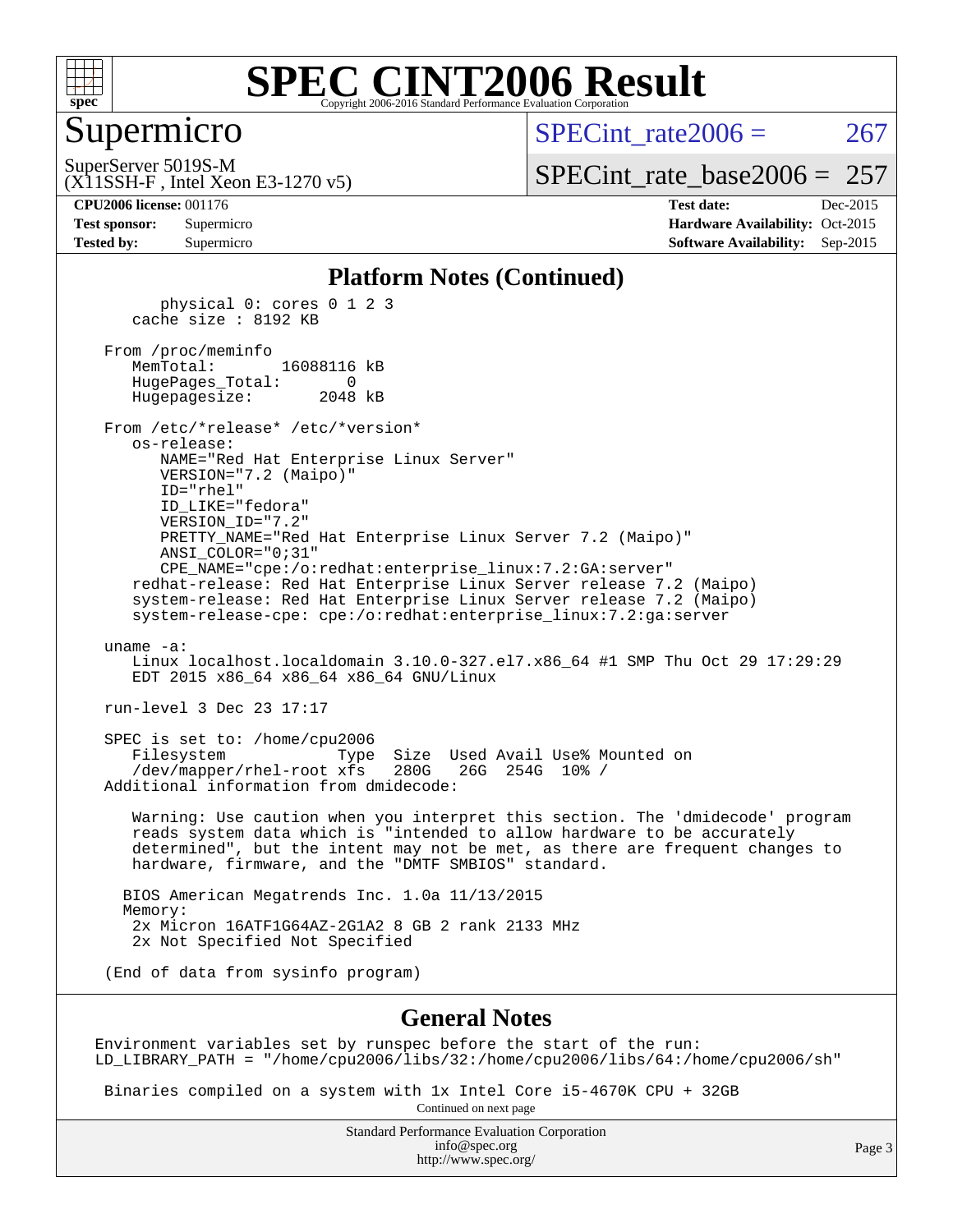# SPEC CINT2006 Result

Copyright 2006-2016 Standard Performance Evaluation Corporation

## Supermicro

SuperServer 5019S-M
(X11SSH-F , Intel Xeon E3-1270 v5)

SPECint_rate2006 = 267

SPECint_rate_base2006 = 257

**CPU2006 license:** 001176
**Test sponsor:** Supermicro
**Tested by:** Supermicro

**Test date:** Dec-2015
**Hardware Availability:** Oct-2015
**Software Availability:** Sep-2015

### Platform Notes (Continued)

```
        physical 0: cores 0 1 2 3
     cache size : 8192 KB

  From /proc/meminfo
     MemTotal:       16088116 kB
     HugePages_Total:       0
     Hugepagesize:       2048 kB

  From /etc/*release* /etc/*version*
     os-release:
        NAME="Red Hat Enterprise Linux Server"
        VERSION="7.2 (Maipo)"
        ID="rhel"
        ID_LIKE="fedora"
        VERSION_ID="7.2"
        PRETTY_NAME="Red Hat Enterprise Linux Server 7.2 (Maipo)"
        ANSI_COLOR="0;31"
        CPE_NAME="cpe:/o:redhat:enterprise_linux:7.2:GA:server"
     redhat-release: Red Hat Enterprise Linux Server release 7.2 (Maipo)
     system-release: Red Hat Enterprise Linux Server release 7.2 (Maipo)
     system-release-cpe: cpe:/o:redhat:enterprise_linux:7.2:ga:server

  uname -a:
     Linux localhost.localdomain 3.10.0-327.el7.x86_64 #1 SMP Thu Oct 29 17:29:29
     EDT 2015 x86_64 x86_64 x86_64 GNU/Linux

  run-level 3 Dec 23 17:17

  SPEC is set to: /home/cpu2006
     Filesystem            Type  Size  Used Avail Use% Mounted on
     /dev/mapper/rhel-root xfs   280G   26G  254G  10% /
  Additional information from dmidecode:

     Warning: Use caution when you interpret this section. The 'dmidecode' program
     reads system data which is "intended to allow hardware to be accurately
     determined", but the intent may not be met, as there are frequent changes to
     hardware, firmware, and the "DMTF SMBIOS" standard.

    BIOS American Megatrends Inc. 1.0a 11/13/2015
    Memory:
     2x Micron 16ATF1G64AZ-2G1A2 8 GB 2 rank 2133 MHz
     2x Not Specified Not Specified

  (End of data from sysinfo program)
```

### General Notes

```
Environment variables set by runspec before the start of the run:
LD_LIBRARY_PATH = "/home/cpu2006/libs/32:/home/cpu2006/libs/64:/home/cpu2006/sh"

 Binaries compiled on a system with 1x Intel Core i5-4670K CPU + 32GB
```

Continued on next page

Standard Performance Evaluation Corporation
info@spec.org
http://www.spec.org/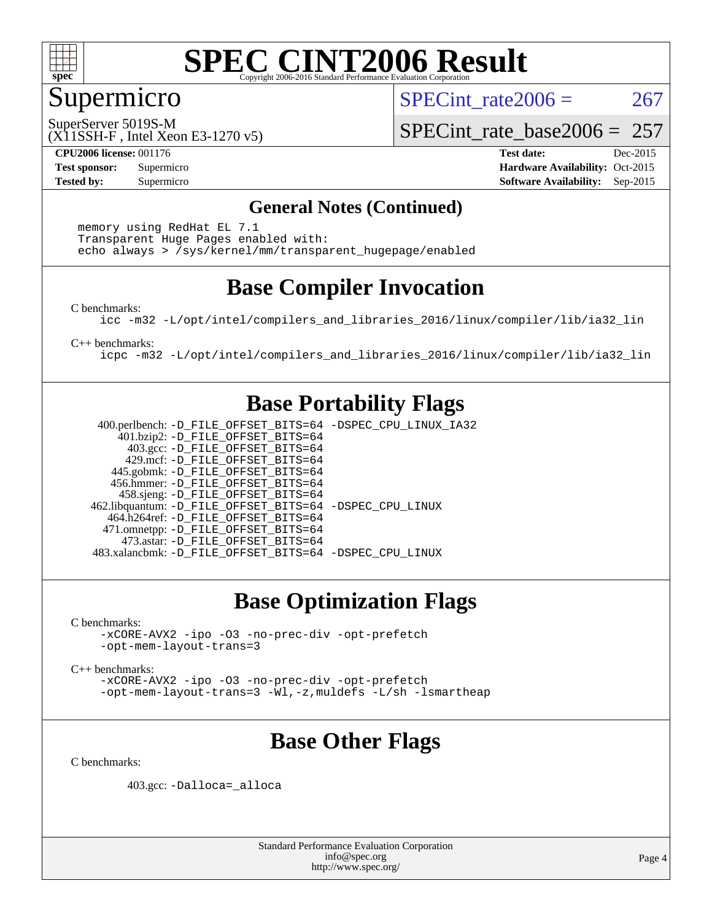# SPEC CINT2006 Result

Copyright 2006-2016 Standard Performance Evaluation Corporation

## Supermicro

SuperServer 5019S-M
(X11SSH-F , Intel Xeon E3-1270 v5)

SPECint_rate2006 = 267

SPECint_rate_base2006 = 257

**CPU2006 license:** 001176
**Test sponsor:** Supermicro
**Tested by:** Supermicro

**Test date:** Dec-2015
**Hardware Availability:** Oct-2015
**Software Availability:** Sep-2015

### General Notes (Continued)

```
memory using RedHat EL 7.1
Transparent Huge Pages enabled with:
echo always > /sys/kernel/mm/transparent_hugepage/enabled
```

## Base Compiler Invocation

C benchmarks:

```
icc -m32 -L/opt/intel/compilers_and_libraries_2016/linux/compiler/lib/ia32_lin
```

C++ benchmarks:

```
icpc -m32 -L/opt/intel/compilers_and_libraries_2016/linux/compiler/lib/ia32_lin
```

## Base Portability Flags

```
  400.perlbench: -D_FILE_OFFSET_BITS=64 -DSPEC_CPU_LINUX_IA32
      401.bzip2: -D_FILE_OFFSET_BITS=64
        403.gcc: -D_FILE_OFFSET_BITS=64
        429.mcf: -D_FILE_OFFSET_BITS=64
      445.gobmk: -D_FILE_OFFSET_BITS=64
      456.hmmer: -D_FILE_OFFSET_BITS=64
      458.sjeng: -D_FILE_OFFSET_BITS=64
 462.libquantum: -D_FILE_OFFSET_BITS=64 -DSPEC_CPU_LINUX
    464.h264ref: -D_FILE_OFFSET_BITS=64
    471.omnetpp: -D_FILE_OFFSET_BITS=64
      473.astar: -D_FILE_OFFSET_BITS=64
  483.xalancbmk: -D_FILE_OFFSET_BITS=64 -DSPEC_CPU_LINUX
```

## Base Optimization Flags

C benchmarks:

```
-xCORE-AVX2 -ipo -O3 -no-prec-div -opt-prefetch
-opt-mem-layout-trans=3
```

C++ benchmarks:

```
-xCORE-AVX2 -ipo -O3 -no-prec-div -opt-prefetch
-opt-mem-layout-trans=3 -Wl,-z,muldefs -L/sh -lsmartheap
```

## Base Other Flags

C benchmarks:

```
403.gcc: -Dalloca=_alloca
```

Standard Performance Evaluation Corporation
info@spec.org
http://www.spec.org/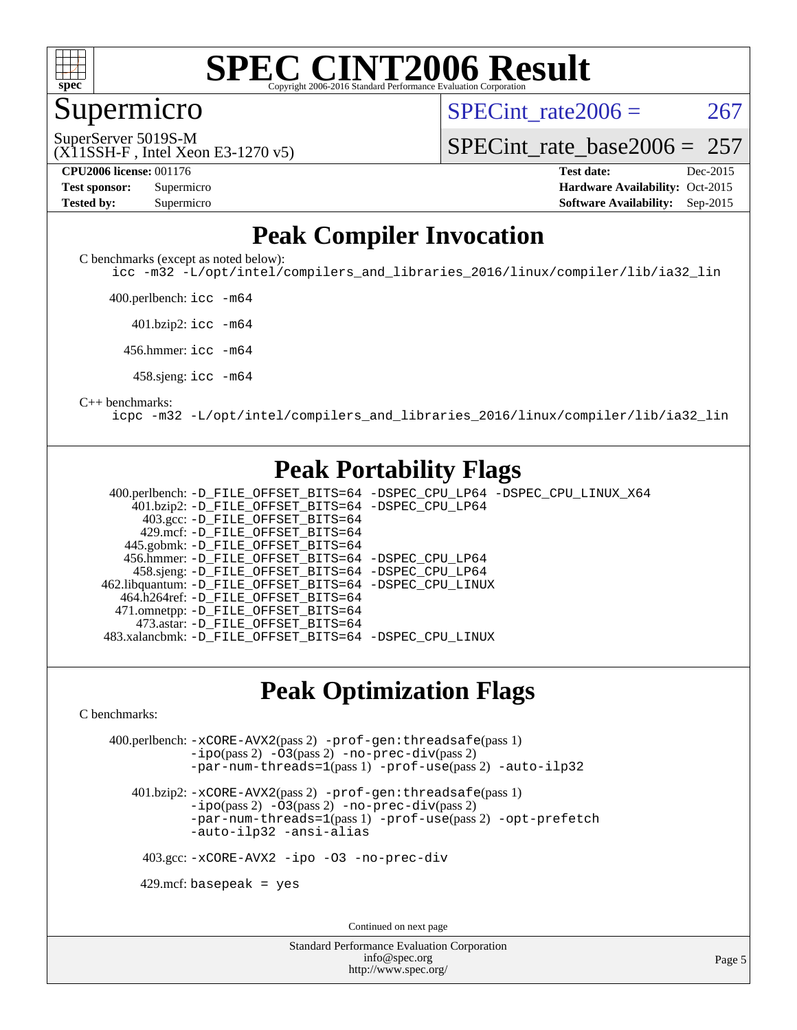# SPEC CINT2006 Result

Copyright 2006-2016 Standard Performance Evaluation Corporation

## Supermicro

SuperServer 5019S-M
(X11SSH-F , Intel Xeon E3-1270 v5)

SPECint_rate2006 = 267

SPECint_rate_base2006 = 257

| | | | |
|---|---|---|---|
| **CPU2006 license:** | 001176 | **Test date:** | Dec-2015 |
| **Test sponsor:** | Supermicro | **Hardware Availability:** | Oct-2015 |
| **Tested by:** | Supermicro | **Software Availability:** | Sep-2015 |

## Peak Compiler Invocation

C benchmarks (except as noted below):
`icc -m32 -L/opt/intel/compilers_and_libraries_2016/linux/compiler/lib/ia32_lin`

400.perlbench: `icc -m64`

401.bzip2: `icc -m64`

456.hmmer: `icc -m64`

458.sjeng: `icc -m64`

C++ benchmarks:
`icpc -m32 -L/opt/intel/compilers_and_libraries_2016/linux/compiler/lib/ia32_lin`

## Peak Portability Flags

400.perlbench: `-D_FILE_OFFSET_BITS=64 -DSPEC_CPU_LP64 -DSPEC_CPU_LINUX_X64`
401.bzip2: `-D_FILE_OFFSET_BITS=64 -DSPEC_CPU_LP64`
403.gcc: `-D_FILE_OFFSET_BITS=64`
429.mcf: `-D_FILE_OFFSET_BITS=64`
445.gobmk: `-D_FILE_OFFSET_BITS=64`
456.hmmer: `-D_FILE_OFFSET_BITS=64 -DSPEC_CPU_LP64`
458.sjeng: `-D_FILE_OFFSET_BITS=64 -DSPEC_CPU_LP64`
462.libquantum: `-D_FILE_OFFSET_BITS=64 -DSPEC_CPU_LINUX`
464.h264ref: `-D_FILE_OFFSET_BITS=64`
471.omnetpp: `-D_FILE_OFFSET_BITS=64`
473.astar: `-D_FILE_OFFSET_BITS=64`
483.xalancbmk: `-D_FILE_OFFSET_BITS=64 -DSPEC_CPU_LINUX`

## Peak Optimization Flags

C benchmarks:

400.perlbench: `-xCORE-AVX2`(pass 2) `-prof-gen:threadsafe`(pass 1) `-ipo`(pass 2) `-O3`(pass 2) `-no-prec-div`(pass 2) `-par-num-threads=1`(pass 1) `-prof-use`(pass 2) `-auto-ilp32`

401.bzip2: `-xCORE-AVX2`(pass 2) `-prof-gen:threadsafe`(pass 1) `-ipo`(pass 2) `-O3`(pass 2) `-no-prec-div`(pass 2) `-par-num-threads=1`(pass 1) `-prof-use`(pass 2) `-opt-prefetch -auto-ilp32 -ansi-alias`

403.gcc: `-xCORE-AVX2 -ipo -O3 -no-prec-div`

429.mcf: `basepeak = yes`

Continued on next page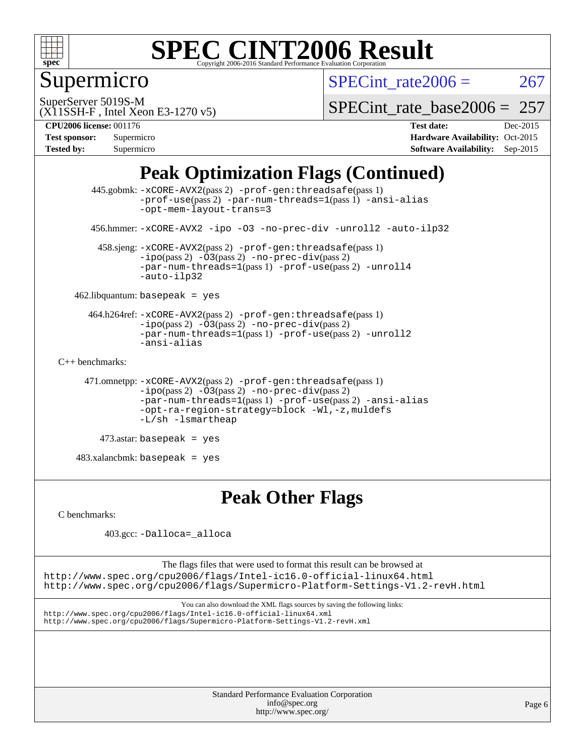# SPEC CINT2006 Result

Copyright 2006-2016 Standard Performance Evaluation Corporation

## Supermicro

SuperServer 5019S-M
(X11SSH-F , Intel Xeon E3-1270 v5)

SPECint_rate2006 = 267

SPECint_rate_base2006 = 257

| | | | |
|---|---|---|---|
| **CPU2006 license:** | 001176 | **Test date:** | Dec-2015 |
| **Test sponsor:** | Supermicro | **Hardware Availability:** | Oct-2015 |
| **Tested by:** | Supermicro | **Software Availability:** | Sep-2015 |

## Peak Optimization Flags (Continued)

445.gobmk: `-xCORE-AVX2`(pass 2) `-prof-gen:threadsafe`(pass 1) `-prof-use`(pass 2) `-par-num-threads=1`(pass 1) `-ansi-alias` `-opt-mem-layout-trans=3`

456.hmmer: `-xCORE-AVX2 -ipo -O3 -no-prec-div -unroll2 -auto-ilp32`

458.sjeng: `-xCORE-AVX2`(pass 2) `-prof-gen:threadsafe`(pass 1) `-ipo`(pass 2) `-O3`(pass 2) `-no-prec-div`(pass 2) `-par-num-threads=1`(pass 1) `-prof-use`(pass 2) `-unroll4` `-auto-ilp32`

462.libquantum: `basepeak = yes`

464.h264ref: `-xCORE-AVX2`(pass 2) `-prof-gen:threadsafe`(pass 1) `-ipo`(pass 2) `-O3`(pass 2) `-no-prec-div`(pass 2) `-par-num-threads=1`(pass 1) `-prof-use`(pass 2) `-unroll2` `-ansi-alias`

C++ benchmarks:

471.omnetpp: `-xCORE-AVX2`(pass 2) `-prof-gen:threadsafe`(pass 1) `-ipo`(pass 2) `-O3`(pass 2) `-no-prec-div`(pass 2) `-par-num-threads=1`(pass 1) `-prof-use`(pass 2) `-ansi-alias` `-opt-ra-region-strategy=block -Wl,-z,muldefs` `-L/sh -lsmartheap`

473.astar: `basepeak = yes`

483.xalancbmk: `basepeak = yes`

## Peak Other Flags

C benchmarks:

403.gcc: `-Dalloca=_alloca`

The flags files that were used to format this result can be browsed at
http://www.spec.org/cpu2006/flags/Intel-ic16.0-official-linux64.html
http://www.spec.org/cpu2006/flags/Supermicro-Platform-Settings-V1.2-revH.html

You can also download the XML flags sources by saving the following links:
http://www.spec.org/cpu2006/flags/Intel-ic16.0-official-linux64.xml
http://www.spec.org/cpu2006/flags/Supermicro-Platform-Settings-V1.2-revH.xml

Standard Performance Evaluation Corporation
info@spec.org
http://www.spec.org/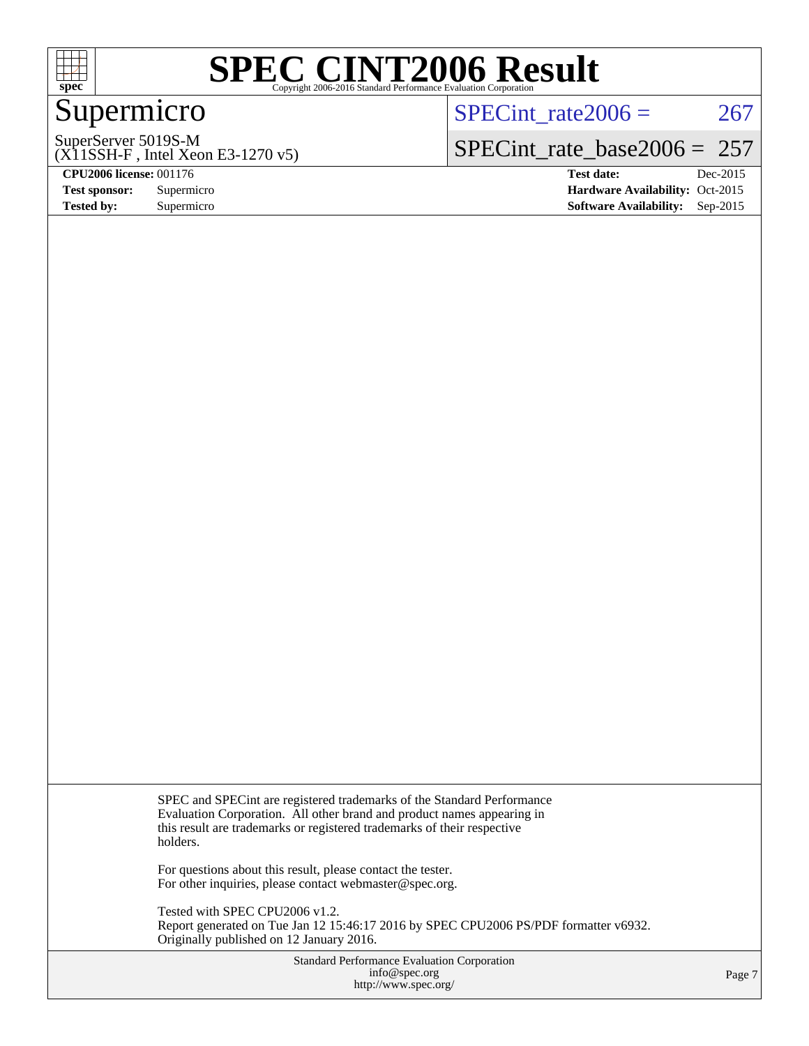SPEC and SPECint are registered trademarks of the Standard Performance Evaluation Corporation. All other brand and product names appearing in this result are trademarks or registered trademarks of their respective holders.

For questions about this result, please contact the tester.
For other inquiries, please contact webmaster@spec.org.

Tested with SPEC CPU2006 v1.2.
Report generated on Tue Jan 12 15:46:17 2016 by SPEC CPU2006 PS/PDF formatter v6932.
Originally published on 12 January 2016.